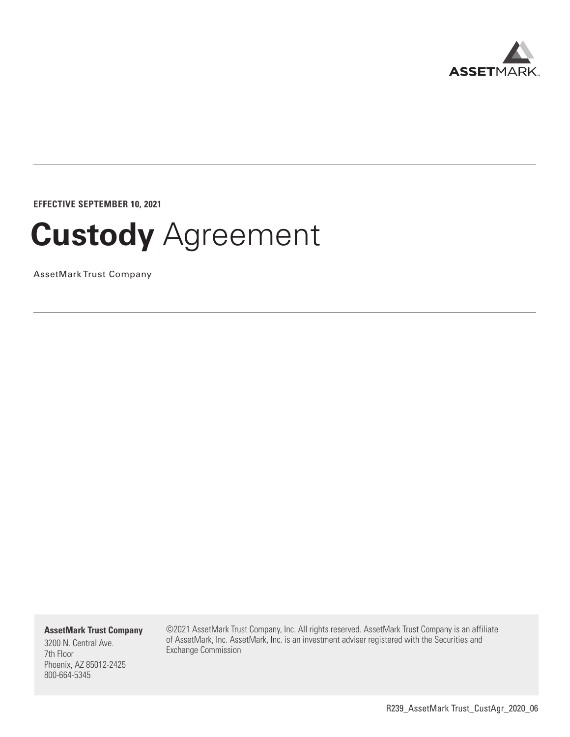ASSETMARK

**EFFECTIVE SEPTEMBER 10, 2021**

# **Custody** Agreement

AssetMark Trust Company

**AssetMark Trust Company**

3200 N. Central Ave.
7th Floor
Phoenix, AZ 85012-2425
800-664-5345

©2021 AssetMark Trust Company, Inc. All rights reserved. AssetMark Trust Company is an affiliate of AssetMark, Inc. AssetMark, Inc. is an investment adviser registered with the Securities and Exchange Commission

R239_AssetMark Trust_CustAgr_2020_06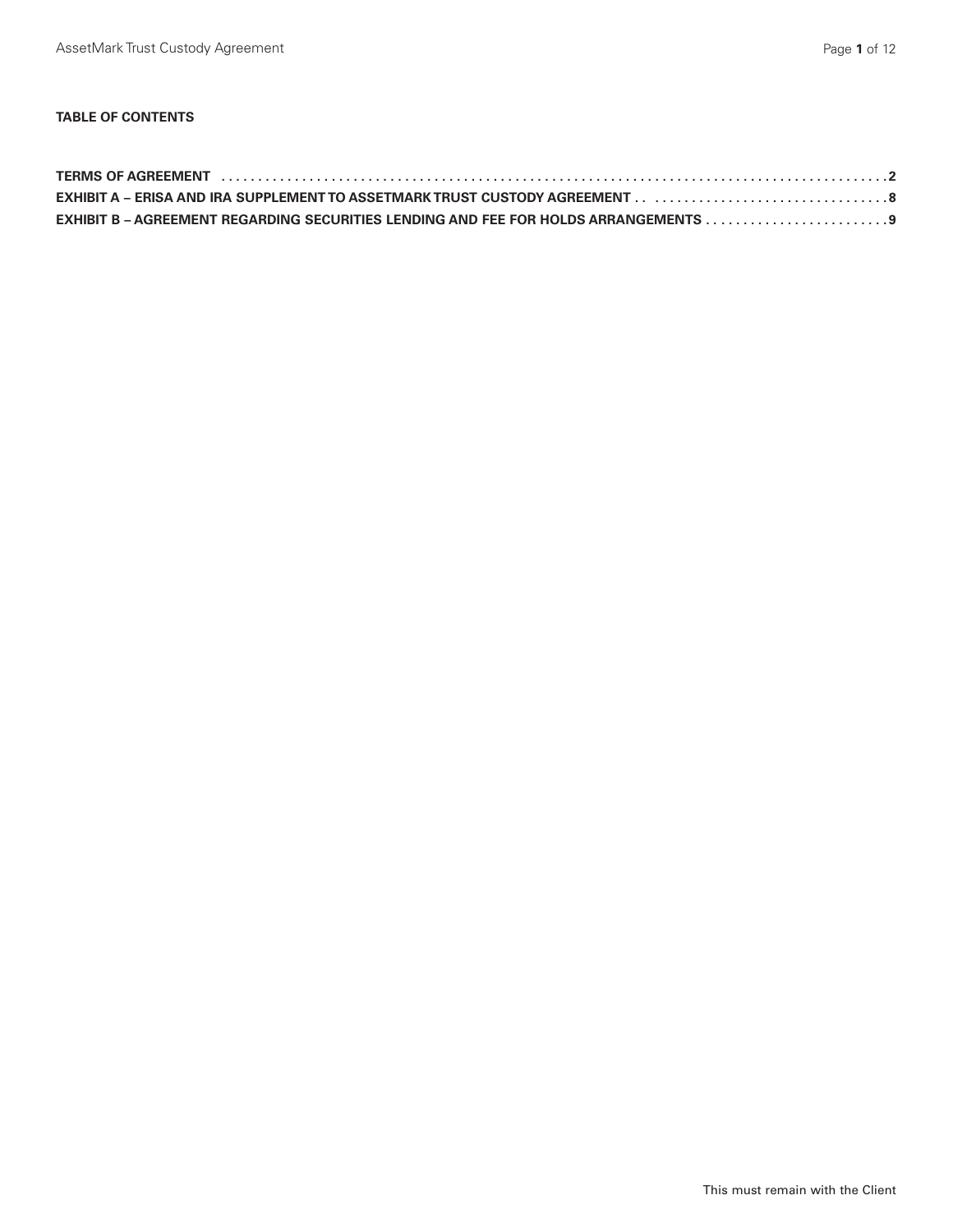**TABLE OF CONTENTS**

**TERMS OF AGREEMENT** . . . . . . . . . . . . . . . . . . . . . . . . . . . . . . . . . . . . . . . . . . . . . . . . . . . . . . . . . . . . . . . . . . . . . . . . . . . . . . . . . . . . . **2**

**EXHIBIT A – ERISA AND IRA SUPPLEMENT TO ASSETMARK TRUST CUSTODY AGREEMENT** . . . . . . . . . . . . . . . . . . . . . . . . . . . . . . . . . . **8**

**EXHIBIT B – AGREEMENT REGARDING SECURITIES LENDING AND FEE FOR HOLDS ARRANGEMENTS** . . . . . . . . . . . . . . . . . . . . . . . . . **9**

This must remain with the Client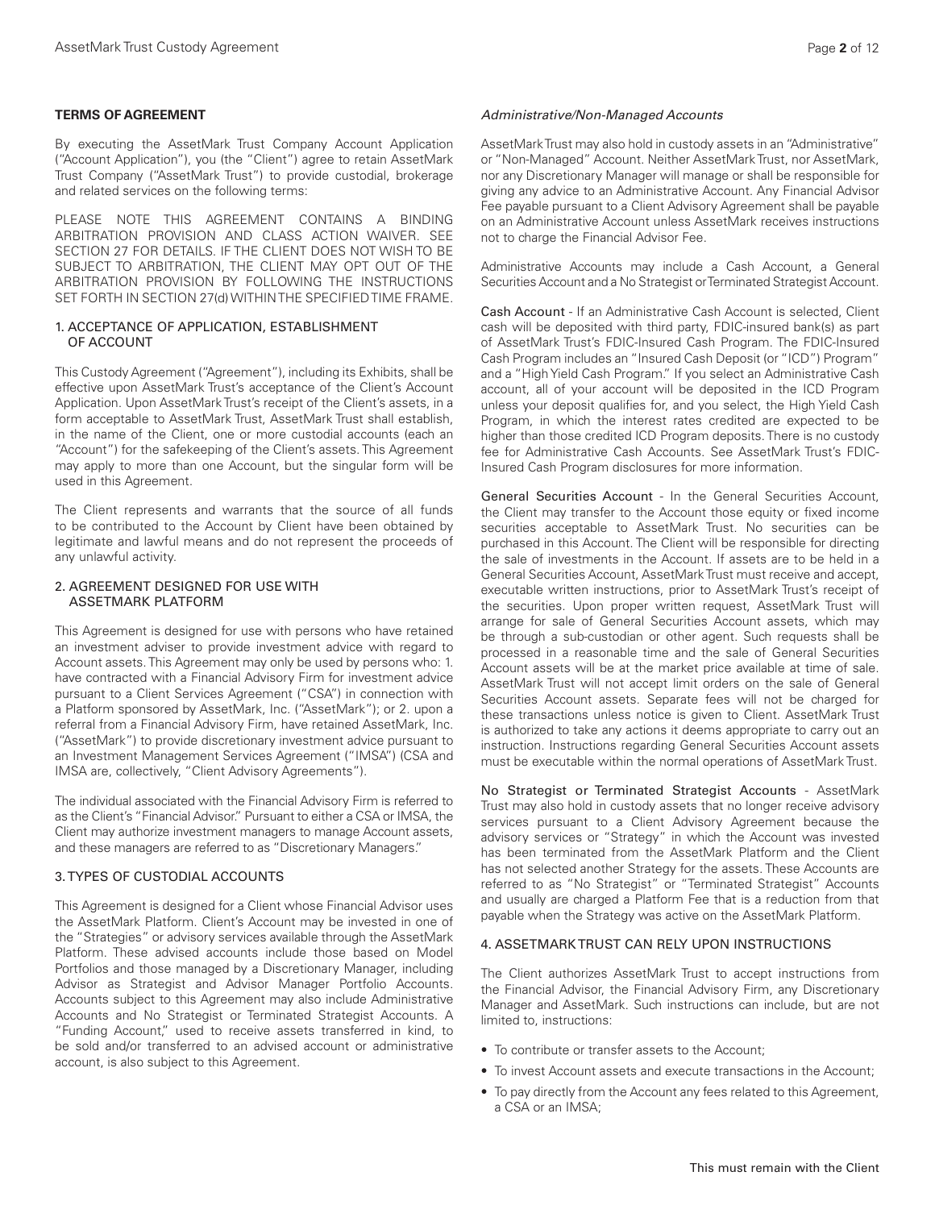**TERMS OF AGREEMENT**

By executing the AssetMark Trust Company Account Application ("Account Application"), you (the "Client") agree to retain AssetMark Trust Company ("AssetMark Trust") to provide custodial, brokerage and related services on the following terms:

PLEASE NOTE THIS AGREEMENT CONTAINS A BINDING ARBITRATION PROVISION AND CLASS ACTION WAIVER. SEE SECTION 27 FOR DETAILS. IF THE CLIENT DOES NOT WISH TO BE SUBJECT TO ARBITRATION, THE CLIENT MAY OPT OUT OF THE ARBITRATION PROVISION BY FOLLOWING THE INSTRUCTIONS SET FORTH IN SECTION 27(d) WITHIN THE SPECIFIED TIME FRAME.

## 1. ACCEPTANCE OF APPLICATION, ESTABLISHMENT OF ACCOUNT

This Custody Agreement ("Agreement"), including its Exhibits, shall be effective upon AssetMark Trust's acceptance of the Client's Account Application. Upon AssetMark Trust's receipt of the Client's assets, in a form acceptable to AssetMark Trust, AssetMark Trust shall establish, in the name of the Client, one or more custodial accounts (each an "Account") for the safekeeping of the Client's assets. This Agreement may apply to more than one Account, but the singular form will be used in this Agreement.

The Client represents and warrants that the source of all funds to be contributed to the Account by Client have been obtained by legitimate and lawful means and do not represent the proceeds of any unlawful activity.

## 2. AGREEMENT DESIGNED FOR USE WITH ASSETMARK PLATFORM

This Agreement is designed for use with persons who have retained an investment adviser to provide investment advice with regard to Account assets. This Agreement may only be used by persons who: 1. have contracted with a Financial Advisory Firm for investment advice pursuant to a Client Services Agreement ("CSA") in connection with a Platform sponsored by AssetMark, Inc. ("AssetMark"); or 2. upon a referral from a Financial Advisory Firm, have retained AssetMark, Inc. ("AssetMark") to provide discretionary investment advice pursuant to an Investment Management Services Agreement ("IMSA") (CSA and IMSA are, collectively, "Client Advisory Agreements").

The individual associated with the Financial Advisory Firm is referred to as the Client's "Financial Advisor." Pursuant to either a CSA or IMSA, the Client may authorize investment managers to manage Account assets, and these managers are referred to as "Discretionary Managers."

## 3. TYPES OF CUSTODIAL ACCOUNTS

This Agreement is designed for a Client whose Financial Advisor uses the AssetMark Platform. Client's Account may be invested in one of the "Strategies" or advisory services available through the AssetMark Platform. These advised accounts include those based on Model Portfolios and those managed by a Discretionary Manager, including Advisor as Strategist and Advisor Manager Portfolio Accounts. Accounts subject to this Agreement may also include Administrative Accounts and No Strategist or Terminated Strategist Accounts. A "Funding Account," used to receive assets transferred in kind, to be sold and/or transferred to an advised account or administrative account, is also subject to this Agreement.

*Administrative/Non-Managed Accounts*

AssetMark Trust may also hold in custody assets in an "Administrative" or "Non-Managed" Account. Neither AssetMark Trust, nor AssetMark, nor any Discretionary Manager will manage or shall be responsible for giving any advice to an Administrative Account. Any Financial Advisor Fee payable pursuant to a Client Advisory Agreement shall be payable on an Administrative Account unless AssetMark receives instructions not to charge the Financial Advisor Fee.

Administrative Accounts may include a Cash Account, a General Securities Account and a No Strategist or Terminated Strategist Account.

Cash Account - If an Administrative Cash Account is selected, Client cash will be deposited with third party, FDIC-insured bank(s) as part of AssetMark Trust's FDIC-Insured Cash Program. The FDIC-Insured Cash Program includes an "Insured Cash Deposit (or "ICD") Program" and a "High Yield Cash Program." If you select an Administrative Cash account, all of your account will be deposited in the ICD Program unless your deposit qualifies for, and you select, the High Yield Cash Program, in which the interest rates credited are expected to be higher than those credited ICD Program deposits. There is no custody fee for Administrative Cash Accounts. See AssetMark Trust's FDIC-Insured Cash Program disclosures for more information.

General Securities Account - In the General Securities Account, the Client may transfer to the Account those equity or fixed income securities acceptable to AssetMark Trust. No securities can be purchased in this Account. The Client will be responsible for directing the sale of investments in the Account. If assets are to be held in a General Securities Account, AssetMark Trust must receive and accept, executable written instructions, prior to AssetMark Trust's receipt of the securities. Upon proper written request, AssetMark Trust will arrange for sale of General Securities Account assets, which may be through a sub-custodian or other agent. Such requests shall be processed in a reasonable time and the sale of General Securities Account assets will be at the market price available at time of sale. AssetMark Trust will not accept limit orders on the sale of General Securities Account assets. Separate fees will not be charged for these transactions unless notice is given to Client. AssetMark Trust is authorized to take any actions it deems appropriate to carry out an instruction. Instructions regarding General Securities Account assets must be executable within the normal operations of AssetMark Trust.

No Strategist or Terminated Strategist Accounts - AssetMark Trust may also hold in custody assets that no longer receive advisory services pursuant to a Client Advisory Agreement because the advisory services or "Strategy" in which the Account was invested has been terminated from the AssetMark Platform and the Client has not selected another Strategy for the assets. These Accounts are referred to as "No Strategist" or "Terminated Strategist" Accounts and usually are charged a Platform Fee that is a reduction from that payable when the Strategy was active on the AssetMark Platform.

## 4. ASSETMARK TRUST CAN RELY UPON INSTRUCTIONS

The Client authorizes AssetMark Trust to accept instructions from the Financial Advisor, the Financial Advisory Firm, any Discretionary Manager and AssetMark. Such instructions can include, but are not limited to, instructions:

- To contribute or transfer assets to the Account;
- To invest Account assets and execute transactions in the Account;
- To pay directly from the Account any fees related to this Agreement, a CSA or an IMSA;

This must remain with the Client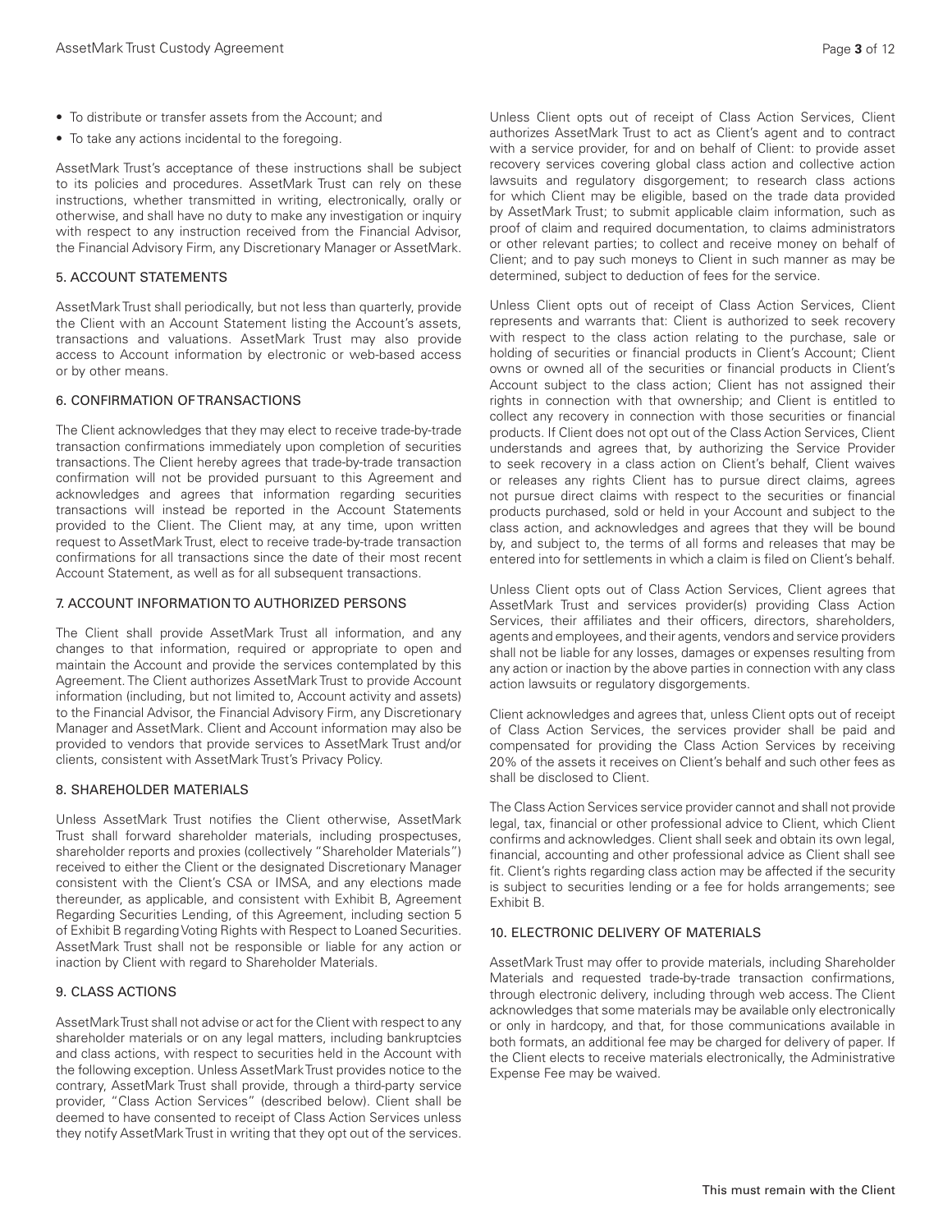- To distribute or transfer assets from the Account; and
- To take any actions incidental to the foregoing.

AssetMark Trust's acceptance of these instructions shall be subject to its policies and procedures. AssetMark Trust can rely on these instructions, whether transmitted in writing, electronically, orally or otherwise, and shall have no duty to make any investigation or inquiry with respect to any instruction received from the Financial Advisor, the Financial Advisory Firm, any Discretionary Manager or AssetMark.

## 5. ACCOUNT STATEMENTS

AssetMark Trust shall periodically, but not less than quarterly, provide the Client with an Account Statement listing the Account's assets, transactions and valuations. AssetMark Trust may also provide access to Account information by electronic or web-based access or by other means.

## 6. CONFIRMATION OF TRANSACTIONS

The Client acknowledges that they may elect to receive trade-by-trade transaction confirmations immediately upon completion of securities transactions. The Client hereby agrees that trade-by-trade transaction confirmation will not be provided pursuant to this Agreement and acknowledges and agrees that information regarding securities transactions will instead be reported in the Account Statements provided to the Client. The Client may, at any time, upon written request to AssetMark Trust, elect to receive trade-by-trade transaction confirmations for all transactions since the date of their most recent Account Statement, as well as for all subsequent transactions.

## 7. ACCOUNT INFORMATION TO AUTHORIZED PERSONS

The Client shall provide AssetMark Trust all information, and any changes to that information, required or appropriate to open and maintain the Account and provide the services contemplated by this Agreement. The Client authorizes AssetMark Trust to provide Account information (including, but not limited to, Account activity and assets) to the Financial Advisor, the Financial Advisory Firm, any Discretionary Manager and AssetMark. Client and Account information may also be provided to vendors that provide services to AssetMark Trust and/or clients, consistent with AssetMark Trust's Privacy Policy.

## 8. SHAREHOLDER MATERIALS

Unless AssetMark Trust notifies the Client otherwise, AssetMark Trust shall forward shareholder materials, including prospectuses, shareholder reports and proxies (collectively "Shareholder Materials") received to either the Client or the designated Discretionary Manager consistent with the Client's CSA or IMSA, and any elections made thereunder, as applicable, and consistent with Exhibit B, Agreement Regarding Securities Lending, of this Agreement, including section 5 of Exhibit B regarding Voting Rights with Respect to Loaned Securities. AssetMark Trust shall not be responsible or liable for any action or inaction by Client with regard to Shareholder Materials.

## 9. CLASS ACTIONS

AssetMark Trust shall not advise or act for the Client with respect to any shareholder materials or on any legal matters, including bankruptcies and class actions, with respect to securities held in the Account with the following exception. Unless AssetMark Trust provides notice to the contrary, AssetMark Trust shall provide, through a third-party service provider, "Class Action Services" (described below). Client shall be deemed to have consented to receipt of Class Action Services unless they notify AssetMark Trust in writing that they opt out of the services.

Unless Client opts out of receipt of Class Action Services, Client authorizes AssetMark Trust to act as Client's agent and to contract with a service provider, for and on behalf of Client: to provide asset recovery services covering global class action and collective action lawsuits and regulatory disgorgement; to research class actions for which Client may be eligible, based on the trade data provided by AssetMark Trust; to submit applicable claim information, such as proof of claim and required documentation, to claims administrators or other relevant parties; to collect and receive money on behalf of Client; and to pay such moneys to Client in such manner as may be determined, subject to deduction of fees for the service.

Unless Client opts out of receipt of Class Action Services, Client represents and warrants that: Client is authorized to seek recovery with respect to the class action relating to the purchase, sale or holding of securities or financial products in Client's Account; Client owns or owned all of the securities or financial products in Client's Account subject to the class action; Client has not assigned their rights in connection with that ownership; and Client is entitled to collect any recovery in connection with those securities or financial products. If Client does not opt out of the Class Action Services, Client understands and agrees that, by authorizing the Service Provider to seek recovery in a class action on Client's behalf, Client waives or releases any rights Client has to pursue direct claims, agrees not pursue direct claims with respect to the securities or financial products purchased, sold or held in your Account and subject to the class action, and acknowledges and agrees that they will be bound by, and subject to, the terms of all forms and releases that may be entered into for settlements in which a claim is filed on Client's behalf.

Unless Client opts out of Class Action Services, Client agrees that AssetMark Trust and services provider(s) providing Class Action Services, their affiliates and their officers, directors, shareholders, agents and employees, and their agents, vendors and service providers shall not be liable for any losses, damages or expenses resulting from any action or inaction by the above parties in connection with any class action lawsuits or regulatory disgorgements.

Client acknowledges and agrees that, unless Client opts out of receipt of Class Action Services, the services provider shall be paid and compensated for providing the Class Action Services by receiving 20% of the assets it receives on Client's behalf and such other fees as shall be disclosed to Client.

The Class Action Services service provider cannot and shall not provide legal, tax, financial or other professional advice to Client, which Client confirms and acknowledges. Client shall seek and obtain its own legal, financial, accounting and other professional advice as Client shall see fit. Client's rights regarding class action may be affected if the security is subject to securities lending or a fee for holds arrangements; see Exhibit B.

## 10. ELECTRONIC DELIVERY OF MATERIALS

AssetMark Trust may offer to provide materials, including Shareholder Materials and requested trade-by-trade transaction confirmations, through electronic delivery, including through web access. The Client acknowledges that some materials may be available only electronically or only in hardcopy, and that, for those communications available in both formats, an additional fee may be charged for delivery of paper. If the Client elects to receive materials electronically, the Administrative Expense Fee may be waived.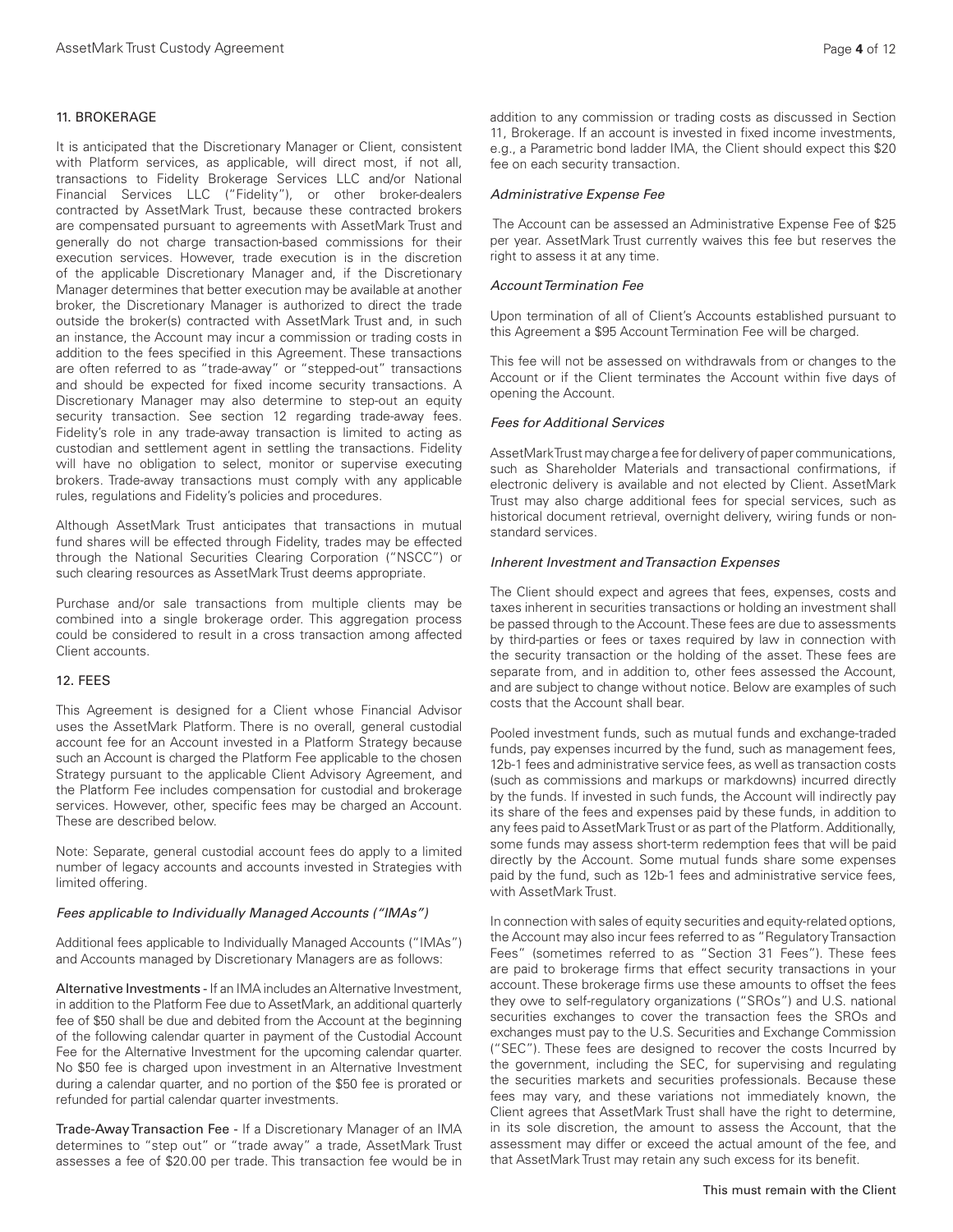## 11. BROKERAGE

It is anticipated that the Discretionary Manager or Client, consistent with Platform services, as applicable, will direct most, if not all, transactions to Fidelity Brokerage Services LLC and/or National Financial Services LLC ("Fidelity"), or other broker-dealers contracted by AssetMark Trust, because these contracted brokers are compensated pursuant to agreements with AssetMark Trust and generally do not charge transaction-based commissions for their execution services. However, trade execution is in the discretion of the applicable Discretionary Manager and, if the Discretionary Manager determines that better execution may be available at another broker, the Discretionary Manager is authorized to direct the trade outside the broker(s) contracted with AssetMark Trust and, in such an instance, the Account may incur a commission or trading costs in addition to the fees specified in this Agreement. These transactions are often referred to as "trade-away" or "stepped-out" transactions and should be expected for fixed income security transactions. A Discretionary Manager may also determine to step-out an equity security transaction. See section 12 regarding trade-away fees. Fidelity's role in any trade-away transaction is limited to acting as custodian and settlement agent in settling the transactions. Fidelity will have no obligation to select, monitor or supervise executing brokers. Trade-away transactions must comply with any applicable rules, regulations and Fidelity's policies and procedures.

Although AssetMark Trust anticipates that transactions in mutual fund shares will be effected through Fidelity, trades may be effected through the National Securities Clearing Corporation ("NSCC") or such clearing resources as AssetMark Trust deems appropriate.

Purchase and/or sale transactions from multiple clients may be combined into a single brokerage order. This aggregation process could be considered to result in a cross transaction among affected Client accounts.

## 12. FEES

This Agreement is designed for a Client whose Financial Advisor uses the AssetMark Platform. There is no overall, general custodial account fee for an Account invested in a Platform Strategy because such an Account is charged the Platform Fee applicable to the chosen Strategy pursuant to the applicable Client Advisory Agreement, and the Platform Fee includes compensation for custodial and brokerage services. However, other, specific fees may be charged an Account. These are described below.

Note: Separate, general custodial account fees do apply to a limited number of legacy accounts and accounts invested in Strategies with limited offering.

### *Fees applicable to Individually Managed Accounts ("IMAs")*

Additional fees applicable to Individually Managed Accounts ("IMAs") and Accounts managed by Discretionary Managers are as follows:

Alternative Investments - If an IMA includes an Alternative Investment, in addition to the Platform Fee due to AssetMark, an additional quarterly fee of $50 shall be due and debited from the Account at the beginning of the following calendar quarter in payment of the Custodial Account Fee for the Alternative Investment for the upcoming calendar quarter. No $50 fee is charged upon investment in an Alternative Investment during a calendar quarter, and no portion of the $50 fee is prorated or refunded for partial calendar quarter investments.

Trade-Away Transaction Fee - If a Discretionary Manager of an IMA determines to "step out" or "trade away" a trade, AssetMark Trust assesses a fee of $20.00 per trade. This transaction fee would be in addition to any commission or trading costs as discussed in Section 11, Brokerage. If an account is invested in fixed income investments, e.g., a Parametric bond ladder IMA, the Client should expect this $20 fee on each security transaction.

### *Administrative Expense Fee*

The Account can be assessed an Administrative Expense Fee of $25 per year. AssetMark Trust currently waives this fee but reserves the right to assess it at any time.

### *Account Termination Fee*

Upon termination of all of Client's Accounts established pursuant to this Agreement a $95 Account Termination Fee will be charged.

This fee will not be assessed on withdrawals from or changes to the Account or if the Client terminates the Account within five days of opening the Account.

### *Fees for Additional Services*

AssetMark Trust may charge a fee for delivery of paper communications, such as Shareholder Materials and transactional confirmations, if electronic delivery is available and not elected by Client. AssetMark Trust may also charge additional fees for special services, such as historical document retrieval, overnight delivery, wiring funds or non-standard services.

### *Inherent Investment and Transaction Expenses*

The Client should expect and agrees that fees, expenses, costs and taxes inherent in securities transactions or holding an investment shall be passed through to the Account. These fees are due to assessments by third-parties or fees or taxes required by law in connection with the security transaction or the holding of the asset. These fees are separate from, and in addition to, other fees assessed the Account, and are subject to change without notice. Below are examples of such costs that the Account shall bear.

Pooled investment funds, such as mutual funds and exchange-traded funds, pay expenses incurred by the fund, such as management fees, 12b-1 fees and administrative service fees, as well as transaction costs (such as commissions and markups or markdowns) incurred directly by the funds. If invested in such funds, the Account will indirectly pay its share of the fees and expenses paid by these funds, in addition to any fees paid to AssetMark Trust or as part of the Platform. Additionally, some funds may assess short-term redemption fees that will be paid directly by the Account. Some mutual funds share some expenses paid by the fund, such as 12b-1 fees and administrative service fees, with AssetMark Trust.

In connection with sales of equity securities and equity-related options, the Account may also incur fees referred to as "Regulatory Transaction Fees" (sometimes referred to as "Section 31 Fees"). These fees are paid to brokerage firms that effect security transactions in your account. These brokerage firms use these amounts to offset the fees they owe to self-regulatory organizations ("SROs") and U.S. national securities exchanges to cover the transaction fees the SROs and exchanges must pay to the U.S. Securities and Exchange Commission ("SEC"). These fees are designed to recover the costs Incurred by the government, including the SEC, for supervising and regulating the securities markets and securities professionals. Because these fees may vary, and these variations not immediately known, the Client agrees that AssetMark Trust shall have the right to determine, in its sole discretion, the amount to assess the Account, that the assessment may differ or exceed the actual amount of the fee, and that AssetMark Trust may retain any such excess for its benefit.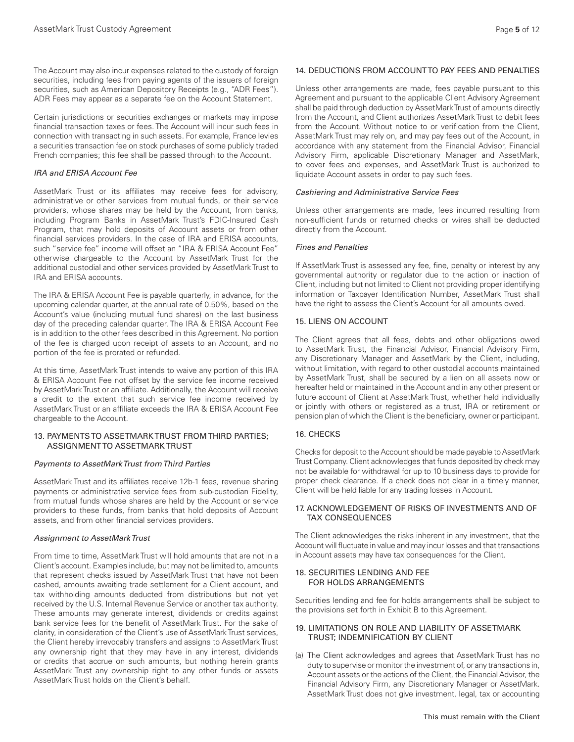The Account may also incur expenses related to the custody of foreign securities, including fees from paying agents of the issuers of foreign securities, such as American Depository Receipts (e.g., "ADR Fees"). ADR Fees may appear as a separate fee on the Account Statement.

Certain jurisdictions or securities exchanges or markets may impose financial transaction taxes or fees. The Account will incur such fees in connection with transacting in such assets. For example, France levies a securities transaction fee on stock purchases of some publicly traded French companies; this fee shall be passed through to the Account.

*IRA and ERISA Account Fee*

AssetMark Trust or its affiliates may receive fees for advisory, administrative or other services from mutual funds, or their service providers, whose shares may be held by the Account, from banks, including Program Banks in AssetMark Trust's FDIC-Insured Cash Program, that may hold deposits of Account assets or from other financial services providers. In the case of IRA and ERISA accounts, such "service fee" income will offset an "IRA & ERISA Account Fee" otherwise chargeable to the Account by AssetMark Trust for the additional custodial and other services provided by AssetMark Trust to IRA and ERISA accounts.

The IRA & ERISA Account Fee is payable quarterly, in advance, for the upcoming calendar quarter, at the annual rate of 0.50%, based on the Account's value (including mutual fund shares) on the last business day of the preceding calendar quarter. The IRA & ERISA Account Fee is in addition to the other fees described in this Agreement. No portion of the fee is charged upon receipt of assets to an Account, and no portion of the fee is prorated or refunded.

At this time, AssetMark Trust intends to waive any portion of this IRA & ERISA Account Fee not offset by the service fee income received by AssetMark Trust or an affiliate. Additionally, the Account will receive a credit to the extent that such service fee income received by AssetMark Trust or an affiliate exceeds the IRA & ERISA Account Fee chargeable to the Account.

## 13. PAYMENTS TO ASSETMARK TRUST FROM THIRD PARTIES; ASSIGNMENT TO ASSETMARK TRUST

*Payments to AssetMark Trust from Third Parties*

AssetMark Trust and its affiliates receive 12b-1 fees, revenue sharing payments or administrative service fees from sub-custodian Fidelity, from mutual funds whose shares are held by the Account or service providers to these funds, from banks that hold deposits of Account assets, and from other financial services providers.

*Assignment to AssetMark Trust*

From time to time, AssetMark Trust will hold amounts that are not in a Client's account. Examples include, but may not be limited to, amounts that represent checks issued by AssetMark Trust that have not been cashed, amounts awaiting trade settlement for a Client account, and tax withholding amounts deducted from distributions but not yet received by the U.S. Internal Revenue Service or another tax authority. These amounts may generate interest, dividends or credits against bank service fees for the benefit of AssetMark Trust. For the sake of clarity, in consideration of the Client's use of AssetMark Trust services, the Client hereby irrevocably transfers and assigns to AssetMark Trust any ownership right that they may have in any interest, dividends or credits that accrue on such amounts, but nothing herein grants AssetMark Trust any ownership right to any other funds or assets AssetMark Trust holds on the Client's behalf.

## 14. DEDUCTIONS FROM ACCOUNT TO PAY FEES AND PENALTIES

Unless other arrangements are made, fees payable pursuant to this Agreement and pursuant to the applicable Client Advisory Agreement shall be paid through deduction by AssetMark Trust of amounts directly from the Account, and Client authorizes AssetMark Trust to debit fees from the Account. Without notice to or verification from the Client, AssetMark Trust may rely on, and may pay fees out of the Account, in accordance with any statement from the Financial Advisor, Financial Advisory Firm, applicable Discretionary Manager and AssetMark, to cover fees and expenses, and AssetMark Trust is authorized to liquidate Account assets in order to pay such fees.

*Cashiering and Administrative Service Fees*

Unless other arrangements are made, fees incurred resulting from non-sufficient funds or returned checks or wires shall be deducted directly from the Account.

*Fines and Penalties*

If AssetMark Trust is assessed any fee, fine, penalty or interest by any governmental authority or regulator due to the action or inaction of Client, including but not limited to Client not providing proper identifying information or Taxpayer Identification Number, AssetMark Trust shall have the right to assess the Client's Account for all amounts owed.

## 15. LIENS ON ACCOUNT

The Client agrees that all fees, debts and other obligations owed to AssetMark Trust, the Financial Advisor, Financial Advisory Firm, any Discretionary Manager and AssetMark by the Client, including, without limitation, with regard to other custodial accounts maintained by AssetMark Trust, shall be secured by a lien on all assets now or hereafter held or maintained in the Account and in any other present or future account of Client at AssetMark Trust, whether held individually or jointly with others or registered as a trust, IRA or retirement or pension plan of which the Client is the beneficiary, owner or participant.

## 16. CHECKS

Checks for deposit to the Account should be made payable to AssetMark Trust Company. Client acknowledges that funds deposited by check may not be available for withdrawal for up to 10 business days to provide for proper check clearance. If a check does not clear in a timely manner, Client will be held liable for any trading losses in Account.

## 17. ACKNOWLEDGEMENT OF RISKS OF INVESTMENTS AND OF TAX CONSEQUENCES

The Client acknowledges the risks inherent in any investment, that the Account will fluctuate in value and may incur losses and that transactions in Account assets may have tax consequences for the Client.

## 18. SECURITIES LENDING AND FEE FOR HOLDS ARRANGEMENTS

Securities lending and fee for holds arrangements shall be subject to the provisions set forth in Exhibit B to this Agreement.

## 19. LIMITATIONS ON ROLE AND LIABILITY OF ASSETMARK TRUST; INDEMNIFICATION BY CLIENT

(a) The Client acknowledges and agrees that AssetMark Trust has no duty to supervise or monitor the investment of, or any transactions in, Account assets or the actions of the Client, the Financial Advisor, the Financial Advisory Firm, any Discretionary Manager or AssetMark. AssetMark Trust does not give investment, legal, tax or accounting

This must remain with the Client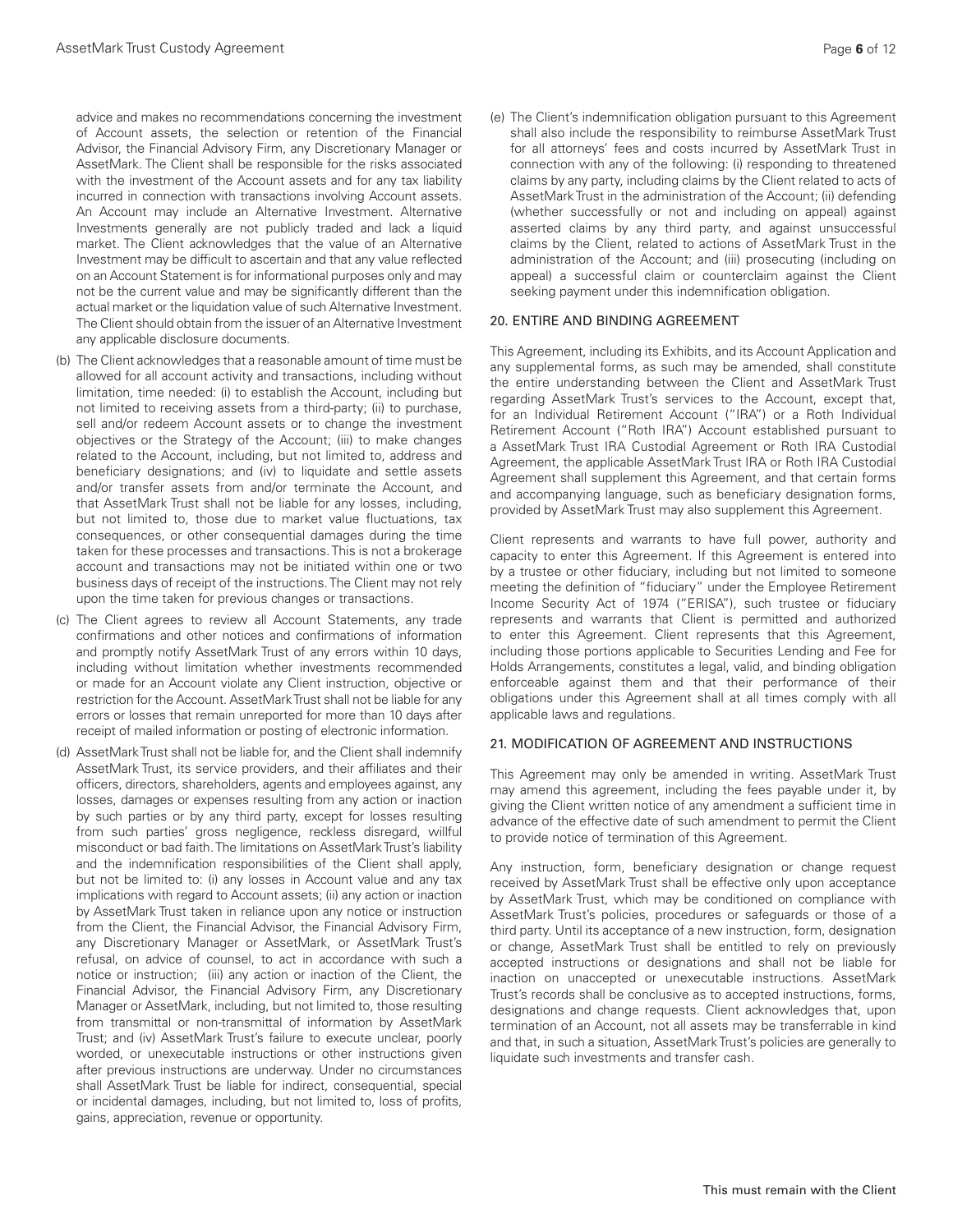advice and makes no recommendations concerning the investment of Account assets, the selection or retention of the Financial Advisor, the Financial Advisory Firm, any Discretionary Manager or AssetMark. The Client shall be responsible for the risks associated with the investment of the Account assets and for any tax liability incurred in connection with transactions involving Account assets. An Account may include an Alternative Investment. Alternative Investments generally are not publicly traded and lack a liquid market. The Client acknowledges that the value of an Alternative Investment may be difficult to ascertain and that any value reflected on an Account Statement is for informational purposes only and may not be the current value and may be significantly different than the actual market or the liquidation value of such Alternative Investment. The Client should obtain from the issuer of an Alternative Investment any applicable disclosure documents.

(b) The Client acknowledges that a reasonable amount of time must be allowed for all account activity and transactions, including without limitation, time needed: (i) to establish the Account, including but not limited to receiving assets from a third-party; (ii) to purchase, sell and/or redeem Account assets or to change the investment objectives or the Strategy of the Account; (iii) to make changes related to the Account, including, but not limited to, address and beneficiary designations; and (iv) to liquidate and settle assets and/or transfer assets from and/or terminate the Account, and that AssetMark Trust shall not be liable for any losses, including, but not limited to, those due to market value fluctuations, tax consequences, or other consequential damages during the time taken for these processes and transactions. This is not a brokerage account and transactions may not be initiated within one or two business days of receipt of the instructions. The Client may not rely upon the time taken for previous changes or transactions.

(c) The Client agrees to review all Account Statements, any trade confirmations and other notices and confirmations of information and promptly notify AssetMark Trust of any errors within 10 days, including without limitation whether investments recommended or made for an Account violate any Client instruction, objective or restriction for the Account. AssetMark Trust shall not be liable for any errors or losses that remain unreported for more than 10 days after receipt of mailed information or posting of electronic information.

(d) AssetMark Trust shall not be liable for, and the Client shall indemnify AssetMark Trust, its service providers, and their affiliates and their officers, directors, shareholders, agents and employees against, any losses, damages or expenses resulting from any action or inaction by such parties or by any third party, except for losses resulting from such parties' gross negligence, reckless disregard, willful misconduct or bad faith. The limitations on AssetMark Trust's liability and the indemnification responsibilities of the Client shall apply, but not be limited to: (i) any losses in Account value and any tax implications with regard to Account assets; (ii) any action or inaction by AssetMark Trust taken in reliance upon any notice or instruction from the Client, the Financial Advisor, the Financial Advisory Firm, any Discretionary Manager or AssetMark, or AssetMark Trust's refusal, on advice of counsel, to act in accordance with such a notice or instruction; (iii) any action or inaction of the Client, the Financial Advisor, the Financial Advisory Firm, any Discretionary Manager or AssetMark, including, but not limited to, those resulting from transmittal or non-transmittal of information by AssetMark Trust; and (iv) AssetMark Trust's failure to execute unclear, poorly worded, or unexecutable instructions or other instructions given after previous instructions are underway. Under no circumstances shall AssetMark Trust be liable for indirect, consequential, special or incidental damages, including, but not limited to, loss of profits, gains, appreciation, revenue or opportunity.

(e) The Client's indemnification obligation pursuant to this Agreement shall also include the responsibility to reimburse AssetMark Trust for all attorneys' fees and costs incurred by AssetMark Trust in connection with any of the following: (i) responding to threatened claims by any party, including claims by the Client related to acts of AssetMark Trust in the administration of the Account; (ii) defending (whether successfully or not and including on appeal) against asserted claims by any third party, and against unsuccessful claims by the Client, related to actions of AssetMark Trust in the administration of the Account; and (iii) prosecuting (including on appeal) a successful claim or counterclaim against the Client seeking payment under this indemnification obligation.

## 20. ENTIRE AND BINDING AGREEMENT

This Agreement, including its Exhibits, and its Account Application and any supplemental forms, as such may be amended, shall constitute the entire understanding between the Client and AssetMark Trust regarding AssetMark Trust's services to the Account, except that, for an Individual Retirement Account ("IRA") or a Roth Individual Retirement Account ("Roth IRA") Account established pursuant to a AssetMark Trust IRA Custodial Agreement or Roth IRA Custodial Agreement, the applicable AssetMark Trust IRA or Roth IRA Custodial Agreement shall supplement this Agreement, and that certain forms and accompanying language, such as beneficiary designation forms, provided by AssetMark Trust may also supplement this Agreement.

Client represents and warrants to have full power, authority and capacity to enter this Agreement. If this Agreement is entered into by a trustee or other fiduciary, including but not limited to someone meeting the definition of "fiduciary" under the Employee Retirement Income Security Act of 1974 ("ERISA"), such trustee or fiduciary represents and warrants that Client is permitted and authorized to enter this Agreement. Client represents that this Agreement, including those portions applicable to Securities Lending and Fee for Holds Arrangements, constitutes a legal, valid, and binding obligation enforceable against them and that their performance of their obligations under this Agreement shall at all times comply with all applicable laws and regulations.

## 21. MODIFICATION OF AGREEMENT AND INSTRUCTIONS

This Agreement may only be amended in writing. AssetMark Trust may amend this agreement, including the fees payable under it, by giving the Client written notice of any amendment a sufficient time in advance of the effective date of such amendment to permit the Client to provide notice of termination of this Agreement.

Any instruction, form, beneficiary designation or change request received by AssetMark Trust shall be effective only upon acceptance by AssetMark Trust, which may be conditioned on compliance with AssetMark Trust's policies, procedures or safeguards or those of a third party. Until its acceptance of a new instruction, form, designation or change, AssetMark Trust shall be entitled to rely on previously accepted instructions or designations and shall not be liable for inaction on unaccepted or unexecutable instructions. AssetMark Trust's records shall be conclusive as to accepted instructions, forms, designations and change requests. Client acknowledges that, upon termination of an Account, not all assets may be transferrable in kind and that, in such a situation, AssetMark Trust's policies are generally to liquidate such investments and transfer cash.

This must remain with the Client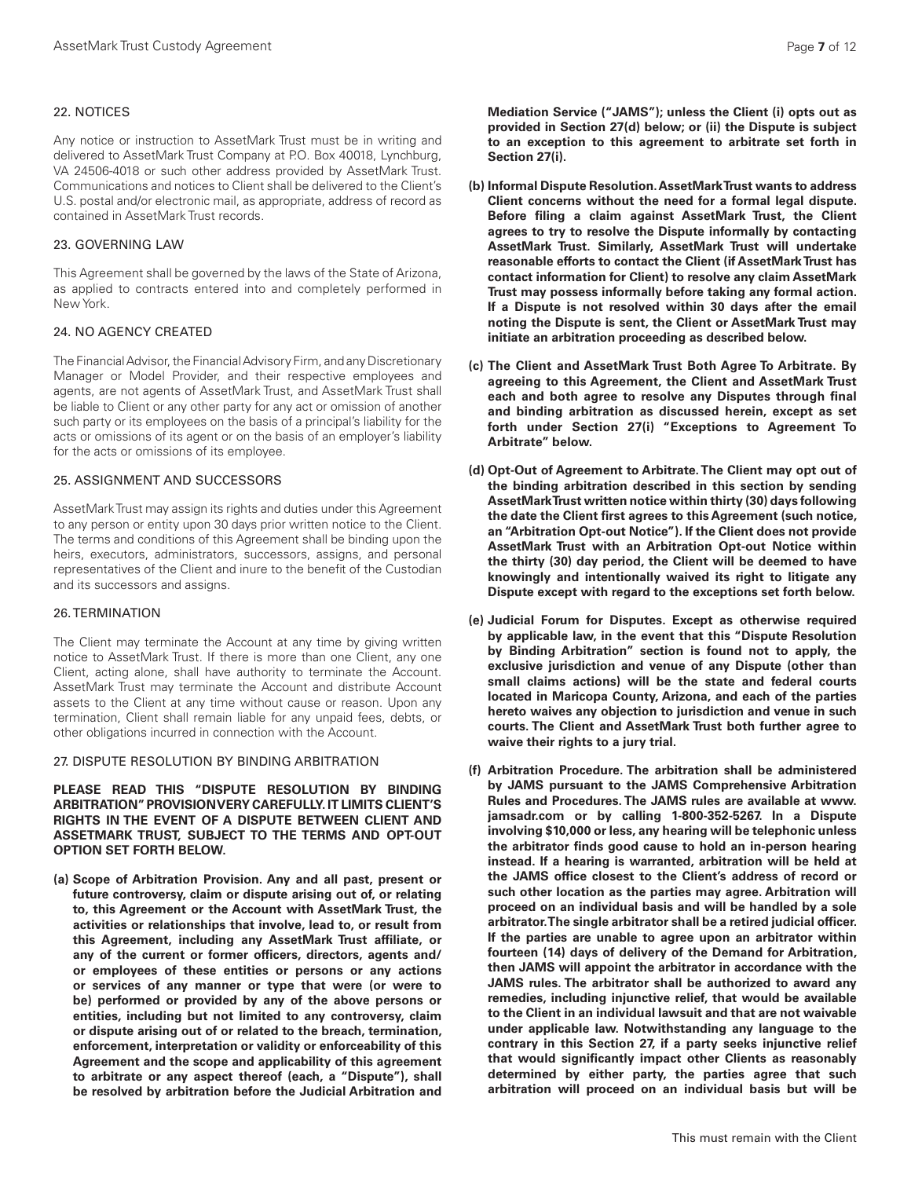## 22. NOTICES

Any notice or instruction to AssetMark Trust must be in writing and delivered to AssetMark Trust Company at P.O. Box 40018, Lynchburg, VA 24506-4018 or such other address provided by AssetMark Trust. Communications and notices to Client shall be delivered to the Client's U.S. postal and/or electronic mail, as appropriate, address of record as contained in AssetMark Trust records.

## 23. GOVERNING LAW

This Agreement shall be governed by the laws of the State of Arizona, as applied to contracts entered into and completely performed in New York.

## 24. NO AGENCY CREATED

The Financial Advisor, the Financial Advisory Firm, and any Discretionary Manager or Model Provider, and their respective employees and agents, are not agents of AssetMark Trust, and AssetMark Trust shall be liable to Client or any other party for any act or omission of another such party or its employees on the basis of a principal's liability for the acts or omissions of its agent or on the basis of an employer's liability for the acts or omissions of its employee.

## 25. ASSIGNMENT AND SUCCESSORS

AssetMark Trust may assign its rights and duties under this Agreement to any person or entity upon 30 days prior written notice to the Client. The terms and conditions of this Agreement shall be binding upon the heirs, executors, administrators, successors, assigns, and personal representatives of the Client and inure to the benefit of the Custodian and its successors and assigns.

## 26. TERMINATION

The Client may terminate the Account at any time by giving written notice to AssetMark Trust. If there is more than one Client, any one Client, acting alone, shall have authority to terminate the Account. AssetMark Trust may terminate the Account and distribute Account assets to the Client at any time without cause or reason. Upon any termination, Client shall remain liable for any unpaid fees, debts, or other obligations incurred in connection with the Account.

## 27. DISPUTE RESOLUTION BY BINDING ARBITRATION

**PLEASE READ THIS "DISPUTE RESOLUTION BY BINDING ARBITRATION" PROVISION VERY CAREFULLY. IT LIMITS CLIENT'S RIGHTS IN THE EVENT OF A DISPUTE BETWEEN CLIENT AND ASSETMARK TRUST, SUBJECT TO THE TERMS AND OPT-OUT OPTION SET FORTH BELOW.**

**(a) Scope of Arbitration Provision. Any and all past, present or future controversy, claim or dispute arising out of, or relating to, this Agreement or the Account with AssetMark Trust, the activities or relationships that involve, lead to, or result from this Agreement, including any AssetMark Trust affiliate, or any of the current or former officers, directors, agents and/or employees of these entities or persons or any actions or services of any manner or type that were (or were to be) performed or provided by any of the above persons or entities, including but not limited to any controversy, claim or dispute arising out of or related to the breach, termination, enforcement, interpretation or validity or enforceability of this Agreement and the scope and applicability of this agreement to arbitrate or any aspect thereof (each, a "Dispute"), shall be resolved by arbitration before the Judicial Arbitration and Mediation Service ("JAMS"); unless the Client (i) opts out as provided in Section 27(d) below; or (ii) the Dispute is subject to an exception to this agreement to arbitrate set forth in Section 27(i).**

**(b) Informal Dispute Resolution. AssetMark Trust wants to address Client concerns without the need for a formal legal dispute. Before filing a claim against AssetMark Trust, the Client agrees to try to resolve the Dispute informally by contacting AssetMark Trust. Similarly, AssetMark Trust will undertake reasonable efforts to contact the Client (if AssetMark Trust has contact information for Client) to resolve any claim AssetMark Trust may possess informally before taking any formal action. If a Dispute is not resolved within 30 days after the email noting the Dispute is sent, the Client or AssetMark Trust may initiate an arbitration proceeding as described below.**

**(c) The Client and AssetMark Trust Both Agree To Arbitrate. By agreeing to this Agreement, the Client and AssetMark Trust each and both agree to resolve any Disputes through final and binding arbitration as discussed herein, except as set forth under Section 27(i) "Exceptions to Agreement To Arbitrate" below.**

**(d) Opt-Out of Agreement to Arbitrate. The Client may opt out of the binding arbitration described in this section by sending AssetMark Trust written notice within thirty (30) days following the date the Client first agrees to this Agreement (such notice, an "Arbitration Opt-out Notice"). If the Client does not provide AssetMark Trust with an Arbitration Opt-out Notice within the thirty (30) day period, the Client will be deemed to have knowingly and intentionally waived its right to litigate any Dispute except with regard to the exceptions set forth below.**

**(e) Judicial Forum for Disputes. Except as otherwise required by applicable law, in the event that this "Dispute Resolution by Binding Arbitration" section is found not to apply, the exclusive jurisdiction and venue of any Dispute (other than small claims actions) will be the state and federal courts located in Maricopa County, Arizona, and each of the parties hereto waives any objection to jurisdiction and venue in such courts. The Client and AssetMark Trust both further agree to waive their rights to a jury trial.**

**(f) Arbitration Procedure. The arbitration shall be administered by JAMS pursuant to the JAMS Comprehensive Arbitration Rules and Procedures. The JAMS rules are available at www.jamsadr.com or by calling 1-800-352-5267. In a Dispute involving $10,000 or less, any hearing will be telephonic unless the arbitrator finds good cause to hold an in-person hearing instead. If a hearing is warranted, arbitration will be held at the JAMS office closest to the Client's address of record or such other location as the parties may agree. Arbitration will proceed on an individual basis and will be handled by a sole arbitrator. The single arbitrator shall be a retired judicial officer. If the parties are unable to agree upon an arbitrator within fourteen (14) days of delivery of the Demand for Arbitration, then JAMS will appoint the arbitrator in accordance with the JAMS rules. The arbitrator shall be authorized to award any remedies, including injunctive relief, that would be available to the Client in an individual lawsuit and that are not waivable under applicable law. Notwithstanding any language to the contrary in this Section 27, if a party seeks injunctive relief that would significantly impact other Clients as reasonably determined by either party, the parties agree that such arbitration will proceed on an individual basis but will be**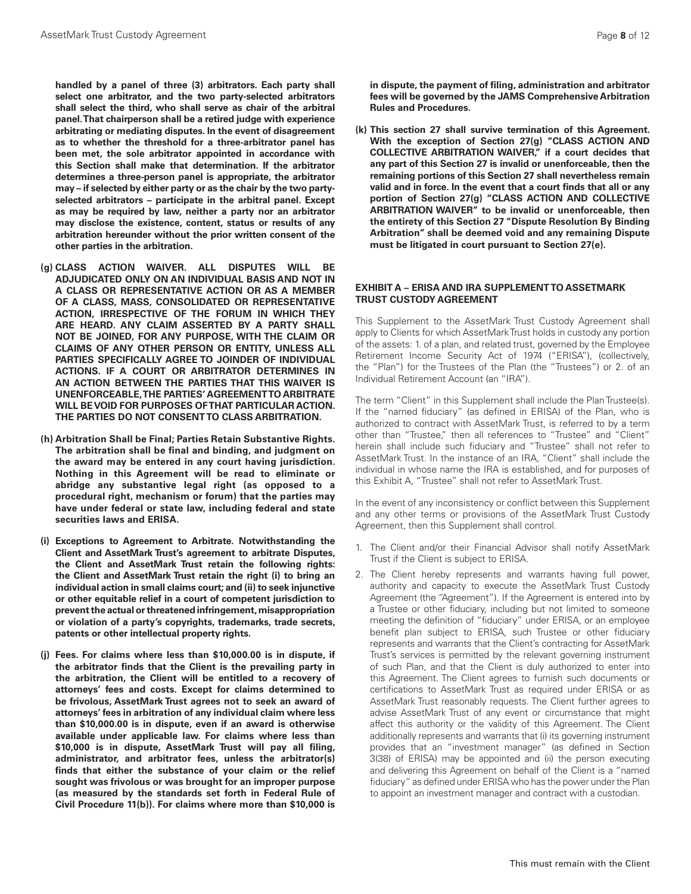**handled by a panel of three (3) arbitrators. Each party shall select one arbitrator, and the two party-selected arbitrators shall select the third, who shall serve as chair of the arbitral panel. That chairperson shall be a retired judge with experience arbitrating or mediating disputes. In the event of disagreement as to whether the threshold for a three-arbitrator panel has been met, the sole arbitrator appointed in accordance with this Section shall make that determination. If the arbitrator determines a three-person panel is appropriate, the arbitrator may – if selected by either party or as the chair by the two party-selected arbitrators – participate in the arbitral panel. Except as may be required by law, neither a party nor an arbitrator may disclose the existence, content, status or results of any arbitration hereunder without the prior written consent of the other parties in the arbitration.**

**(g) CLASS ACTION WAIVER. ALL DISPUTES WILL BE ADJUDICATED ONLY ON AN INDIVIDUAL BASIS AND NOT IN A CLASS OR REPRESENTATIVE ACTION OR AS A MEMBER OF A CLASS, MASS, CONSOLIDATED OR REPRESENTATIVE ACTION, IRRESPECTIVE OF THE FORUM IN WHICH THEY ARE HEARD. ANY CLAIM ASSERTED BY A PARTY SHALL NOT BE JOINED, FOR ANY PURPOSE, WITH THE CLAIM OR CLAIMS OF ANY OTHER PERSON OR ENTITY, UNLESS ALL PARTIES SPECIFICALLY AGREE TO JOINDER OF INDIVIDUAL ACTIONS. IF A COURT OR ARBITRATOR DETERMINES IN AN ACTION BETWEEN THE PARTIES THAT THIS WAIVER IS UNENFORCEABLE, THE PARTIES' AGREEMENT TO ARBITRATE WILL BE VOID FOR PURPOSES OF THAT PARTICULAR ACTION. THE PARTIES DO NOT CONSENT TO CLASS ARBITRATION.**

**(h) Arbitration Shall be Final; Parties Retain Substantive Rights. The arbitration shall be final and binding, and judgment on the award may be entered in any court having jurisdiction. Nothing in this Agreement will be read to eliminate or abridge any substantive legal right (as opposed to a procedural right, mechanism or forum) that the parties may have under federal or state law, including federal and state securities laws and ERISA.**

**(i) Exceptions to Agreement to Arbitrate. Notwithstanding the Client and AssetMark Trust's agreement to arbitrate Disputes, the Client and AssetMark Trust retain the following rights: the Client and AssetMark Trust retain the right (i) to bring an individual action in small claims court; and (ii) to seek injunctive or other equitable relief in a court of competent jurisdiction to prevent the actual or threatened infringement, misappropriation or violation of a party's copyrights, trademarks, trade secrets, patents or other intellectual property rights.**

**(j) Fees. For claims where less than $10,000.00 is in dispute, if the arbitrator finds that the Client is the prevailing party in the arbitration, the Client will be entitled to a recovery of attorneys' fees and costs. Except for claims determined to be frivolous, AssetMark Trust agrees not to seek an award of attorneys' fees in arbitration of any individual claim where less than $10,000.00 is in dispute, even if an award is otherwise available under applicable law. For claims where less than $10,000 is in dispute, AssetMark Trust will pay all filing, administrator, and arbitrator fees, unless the arbitrator(s) finds that either the substance of your claim or the relief sought was frivolous or was brought for an improper purpose (as measured by the standards set forth in Federal Rule of Civil Procedure 11(b)). For claims where more than $10,000 is in dispute, the payment of filing, administration and arbitrator fees will be governed by the JAMS Comprehensive Arbitration Rules and Procedures.**

**(k) This section 27 shall survive termination of this Agreement. With the exception of Section 27(g) "CLASS ACTION AND COLLECTIVE ARBITRATION WAIVER," if a court decides that any part of this Section 27 is invalid or unenforceable, then the remaining portions of this Section 27 shall nevertheless remain valid and in force. In the event that a court finds that all or any portion of Section 27(g) "CLASS ACTION AND COLLECTIVE ARBITRATION WAIVER" to be invalid or unenforceable, then the entirety of this Section 27 "Dispute Resolution By Binding Arbitration" shall be deemed void and any remaining Dispute must be litigated in court pursuant to Section 27(e).**

## EXHIBIT A – ERISA AND IRA SUPPLEMENT TO ASSETMARK TRUST CUSTODY AGREEMENT

This Supplement to the AssetMark Trust Custody Agreement shall apply to Clients for which AssetMark Trust holds in custody any portion of the assets: 1. of a plan, and related trust, governed by the Employee Retirement Income Security Act of 1974 ("ERISA"), (collectively, the "Plan") for the Trustees of the Plan (the "Trustees") or 2. of an Individual Retirement Account (an "IRA").

The term "Client" in this Supplement shall include the Plan Trustee(s). If the "named fiduciary" (as defined in ERISA) of the Plan, who is authorized to contract with AssetMark Trust, is referred to by a term other than "Trustee," then all references to "Trustee" and "Client" herein shall include such fiduciary and "Trustee" shall not refer to AssetMark Trust. In the instance of an IRA, "Client" shall include the individual in whose name the IRA is established, and for purposes of this Exhibit A, "Trustee" shall not refer to AssetMark Trust.

In the event of any inconsistency or conflict between this Supplement and any other terms or provisions of the AssetMark Trust Custody Agreement, then this Supplement shall control.

1. The Client and/or their Financial Advisor shall notify AssetMark Trust if the Client is subject to ERISA.
2. The Client hereby represents and warrants having full power, authority and capacity to execute the AssetMark Trust Custody Agreement (the "Agreement"). If the Agreement is entered into by a Trustee or other fiduciary, including but not limited to someone meeting the definition of "fiduciary" under ERISA, or an employee benefit plan subject to ERISA, such Trustee or other fiduciary represents and warrants that the Client's contracting for AssetMark Trust's services is permitted by the relevant governing instrument of such Plan, and that the Client is duly authorized to enter into this Agreement. The Client agrees to furnish such documents or certifications to AssetMark Trust as required under ERISA or as AssetMark Trust reasonably requests. The Client further agrees to advise AssetMark Trust of any event or circumstance that might affect this authority or the validity of this Agreement. The Client additionally represents and warrants that (i) its governing instrument provides that an "investment manager" (as defined in Section 3(38) of ERISA) may be appointed and (ii) the person executing and delivering this Agreement on behalf of the Client is a "named fiduciary" as defined under ERISA who has the power under the Plan to appoint an investment manager and contract with a custodian.

This must remain with the Client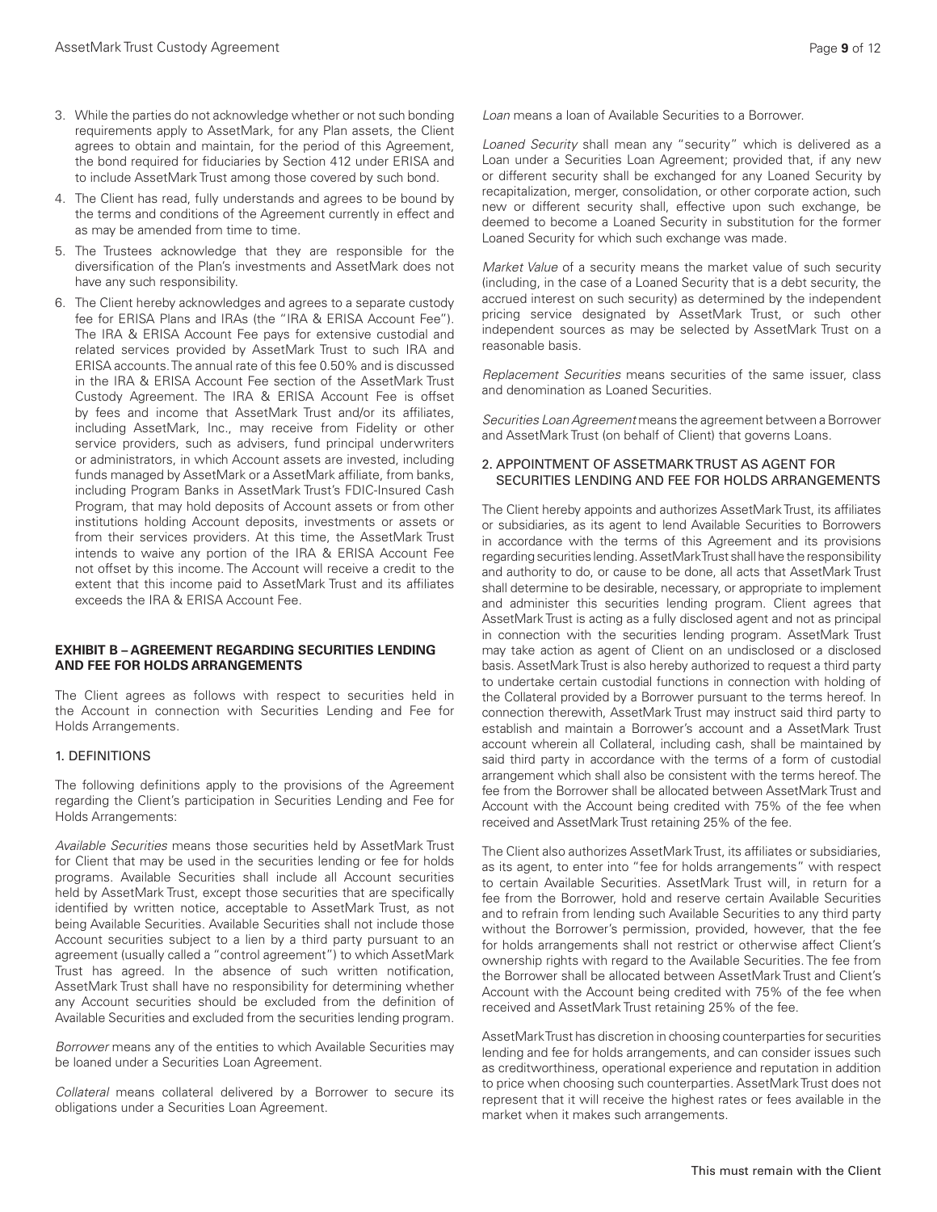3. While the parties do not acknowledge whether or not such bonding requirements apply to AssetMark, for any Plan assets, the Client agrees to obtain and maintain, for the period of this Agreement, the bond required for fiduciaries by Section 412 under ERISA and to include AssetMark Trust among those covered by such bond.
4. The Client has read, fully understands and agrees to be bound by the terms and conditions of the Agreement currently in effect and as may be amended from time to time.
5. The Trustees acknowledge that they are responsible for the diversification of the Plan's investments and AssetMark does not have any such responsibility.
6. The Client hereby acknowledges and agrees to a separate custody fee for ERISA Plans and IRAs (the "IRA & ERISA Account Fee"). The IRA & ERISA Account Fee pays for extensive custodial and related services provided by AssetMark Trust to such IRA and ERISA accounts. The annual rate of this fee 0.50% and is discussed in the IRA & ERISA Account Fee section of the AssetMark Trust Custody Agreement. The IRA & ERISA Account Fee is offset by fees and income that AssetMark Trust and/or its affiliates, including AssetMark, Inc., may receive from Fidelity or other service providers, such as advisers, fund principal underwriters or administrators, in which Account assets are invested, including funds managed by AssetMark or a AssetMark affiliate, from banks, including Program Banks in AssetMark Trust's FDIC-Insured Cash Program, that may hold deposits of Account assets or from other institutions holding Account deposits, investments or assets or from their services providers. At this time, the AssetMark Trust intends to waive any portion of the IRA & ERISA Account Fee not offset by this income. The Account will receive a credit to the extent that this income paid to AssetMark Trust and its affiliates exceeds the IRA & ERISA Account Fee.

## EXHIBIT B – AGREEMENT REGARDING SECURITIES LENDING AND FEE FOR HOLDS ARRANGEMENTS

The Client agrees as follows with respect to securities held in the Account in connection with Securities Lending and Fee for Holds Arrangements.

### 1. DEFINITIONS

The following definitions apply to the provisions of the Agreement regarding the Client's participation in Securities Lending and Fee for Holds Arrangements:

*Available Securities* means those securities held by AssetMark Trust for Client that may be used in the securities lending or fee for holds programs. Available Securities shall include all Account securities held by AssetMark Trust, except those securities that are specifically identified by written notice, acceptable to AssetMark Trust, as not being Available Securities. Available Securities shall not include those Account securities subject to a lien by a third party pursuant to an agreement (usually called a "control agreement") to which AssetMark Trust has agreed. In the absence of such written notification, AssetMark Trust shall have no responsibility for determining whether any Account securities should be excluded from the definition of Available Securities and excluded from the securities lending program.

*Borrower* means any of the entities to which Available Securities may be loaned under a Securities Loan Agreement.

*Collateral* means collateral delivered by a Borrower to secure its obligations under a Securities Loan Agreement.

*Loan* means a loan of Available Securities to a Borrower.

*Loaned Security* shall mean any "security" which is delivered as a Loan under a Securities Loan Agreement; provided that, if any new or different security shall be exchanged for any Loaned Security by recapitalization, merger, consolidation, or other corporate action, such new or different security shall, effective upon such exchange, be deemed to become a Loaned Security in substitution for the former Loaned Security for which such exchange was made.

*Market Value* of a security means the market value of such security (including, in the case of a Loaned Security that is a debt security, the accrued interest on such security) as determined by the independent pricing service designated by AssetMark Trust, or such other independent sources as may be selected by AssetMark Trust on a reasonable basis.

*Replacement Securities* means securities of the same issuer, class and denomination as Loaned Securities.

*Securities Loan Agreement* means the agreement between a Borrower and AssetMark Trust (on behalf of Client) that governs Loans.

### 2. APPOINTMENT OF ASSETMARK TRUST AS AGENT FOR SECURITIES LENDING AND FEE FOR HOLDS ARRANGEMENTS

The Client hereby appoints and authorizes AssetMark Trust, its affiliates or subsidiaries, as its agent to lend Available Securities to Borrowers in accordance with the terms of this Agreement and its provisions regarding securities lending. AssetMark Trust shall have the responsibility and authority to do, or cause to be done, all acts that AssetMark Trust shall determine to be desirable, necessary, or appropriate to implement and administer this securities lending program. Client agrees that AssetMark Trust is acting as a fully disclosed agent and not as principal in connection with the securities lending program. AssetMark Trust may take action as agent of Client on an undisclosed or a disclosed basis. AssetMark Trust is also hereby authorized to request a third party to undertake certain custodial functions in connection with holding of the Collateral provided by a Borrower pursuant to the terms hereof. In connection therewith, AssetMark Trust may instruct said third party to establish and maintain a Borrower's account and a AssetMark Trust account wherein all Collateral, including cash, shall be maintained by said third party in accordance with the terms of a form of custodial arrangement which shall also be consistent with the terms hereof. The fee from the Borrower shall be allocated between AssetMark Trust and Account with the Account being credited with 75% of the fee when received and AssetMark Trust retaining 25% of the fee.

The Client also authorizes AssetMark Trust, its affiliates or subsidiaries, as its agent, to enter into "fee for holds arrangements" with respect to certain Available Securities. AssetMark Trust will, in return for a fee from the Borrower, hold and reserve certain Available Securities and to refrain from lending such Available Securities to any third party without the Borrower's permission, provided, however, that the fee for holds arrangements shall not restrict or otherwise affect Client's ownership rights with regard to the Available Securities. The fee from the Borrower shall be allocated between AssetMark Trust and Client's Account with the Account being credited with 75% of the fee when received and AssetMark Trust retaining 25% of the fee.

AssetMark Trust has discretion in choosing counterparties for securities lending and fee for holds arrangements, and can consider issues such as creditworthiness, operational experience and reputation in addition to price when choosing such counterparties. AssetMark Trust does not represent that it will receive the highest rates or fees available in the market when it makes such arrangements.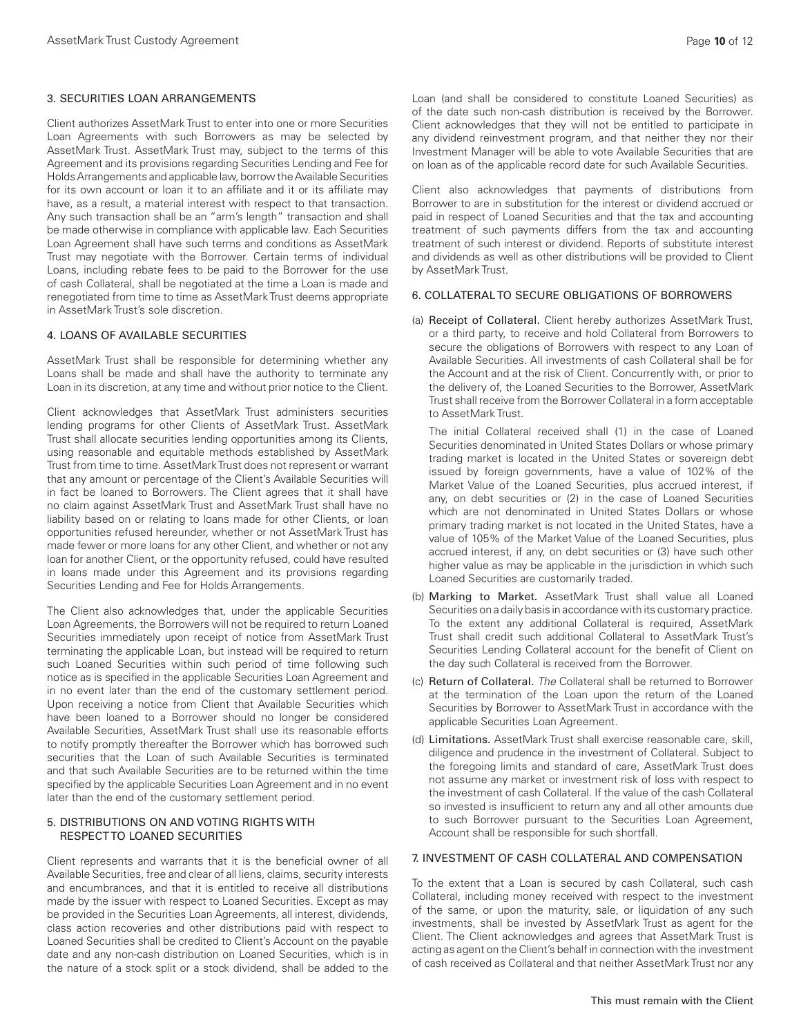## 3. SECURITIES LOAN ARRANGEMENTS

Client authorizes AssetMark Trust to enter into one or more Securities Loan Agreements with such Borrowers as may be selected by AssetMark Trust. AssetMark Trust may, subject to the terms of this Agreement and its provisions regarding Securities Lending and Fee for Holds Arrangements and applicable law, borrow the Available Securities for its own account or loan it to an affiliate and it or its affiliate may have, as a result, a material interest with respect to that transaction. Any such transaction shall be an "arm's length" transaction and shall be made otherwise in compliance with applicable law. Each Securities Loan Agreement shall have such terms and conditions as AssetMark Trust may negotiate with the Borrower. Certain terms of individual Loans, including rebate fees to be paid to the Borrower for the use of cash Collateral, shall be negotiated at the time a Loan is made and renegotiated from time to time as AssetMark Trust deems appropriate in AssetMark Trust's sole discretion.

## 4. LOANS OF AVAILABLE SECURITIES

AssetMark Trust shall be responsible for determining whether any Loans shall be made and shall have the authority to terminate any Loan in its discretion, at any time and without prior notice to the Client.

Client acknowledges that AssetMark Trust administers securities lending programs for other Clients of AssetMark Trust. AssetMark Trust shall allocate securities lending opportunities among its Clients, using reasonable and equitable methods established by AssetMark Trust from time to time. AssetMark Trust does not represent or warrant that any amount or percentage of the Client's Available Securities will in fact be loaned to Borrowers. The Client agrees that it shall have no claim against AssetMark Trust and AssetMark Trust shall have no liability based on or relating to loans made for other Clients, or loan opportunities refused hereunder, whether or not AssetMark Trust has made fewer or more loans for any other Client, and whether or not any loan for another Client, or the opportunity refused, could have resulted in loans made under this Agreement and its provisions regarding Securities Lending and Fee for Holds Arrangements.

The Client also acknowledges that, under the applicable Securities Loan Agreements, the Borrowers will not be required to return Loaned Securities immediately upon receipt of notice from AssetMark Trust terminating the applicable Loan, but instead will be required to return such Loaned Securities within such period of time following such notice as is specified in the applicable Securities Loan Agreement and in no event later than the end of the customary settlement period. Upon receiving a notice from Client that Available Securities which have been loaned to a Borrower should no longer be considered Available Securities, AssetMark Trust shall use its reasonable efforts to notify promptly thereafter the Borrower which has borrowed such securities that the Loan of such Available Securities is terminated and that such Available Securities are to be returned within the time specified by the applicable Securities Loan Agreement and in no event later than the end of the customary settlement period.

## 5. DISTRIBUTIONS ON AND VOTING RIGHTS WITH RESPECT TO LOANED SECURITIES

Client represents and warrants that it is the beneficial owner of all Available Securities, free and clear of all liens, claims, security interests and encumbrances, and that it is entitled to receive all distributions made by the issuer with respect to Loaned Securities. Except as may be provided in the Securities Loan Agreements, all interest, dividends, class action recoveries and other distributions paid with respect to Loaned Securities shall be credited to Client's Account on the payable date and any non-cash distribution on Loaned Securities, which is in the nature of a stock split or a stock dividend, shall be added to the Loan (and shall be considered to constitute Loaned Securities) as of the date such non-cash distribution is received by the Borrower. Client acknowledges that they will not be entitled to participate in any dividend reinvestment program, and that neither they nor their Investment Manager will be able to vote Available Securities that are on loan as of the applicable record date for such Available Securities.

Client also acknowledges that payments of distributions from Borrower to are in substitution for the interest or dividend accrued or paid in respect of Loaned Securities and that the tax and accounting treatment of such payments differs from the tax and accounting treatment of such interest or dividend. Reports of substitute interest and dividends as well as other distributions will be provided to Client by AssetMark Trust.

## 6. COLLATERAL TO SECURE OBLIGATIONS OF BORROWERS

(a) **Receipt of Collateral.** Client hereby authorizes AssetMark Trust, or a third party, to receive and hold Collateral from Borrowers to secure the obligations of Borrowers with respect to any Loan of Available Securities. All investments of cash Collateral shall be for the Account and at the risk of Client. Concurrently with, or prior to the delivery of, the Loaned Securities to the Borrower, AssetMark Trust shall receive from the Borrower Collateral in a form acceptable to AssetMark Trust.

The initial Collateral received shall (1) in the case of Loaned Securities denominated in United States Dollars or whose primary trading market is located in the United States or sovereign debt issued by foreign governments, have a value of 102% of the Market Value of the Loaned Securities, plus accrued interest, if any, on debt securities or (2) in the case of Loaned Securities which are not denominated in United States Dollars or whose primary trading market is not located in the United States, have a value of 105% of the Market Value of the Loaned Securities, plus accrued interest, if any, on debt securities or (3) have such other higher value as may be applicable in the jurisdiction in which such Loaned Securities are customarily traded.

(b) **Marking to Market.** AssetMark Trust shall value all Loaned Securities on a daily basis in accordance with its customary practice. To the extent any additional Collateral is required, AssetMark Trust shall credit such additional Collateral to AssetMark Trust's Securities Lending Collateral account for the benefit of Client on the day such Collateral is received from the Borrower.

(c) **Return of Collateral.** *The* Collateral shall be returned to Borrower at the termination of the Loan upon the return of the Loaned Securities by Borrower to AssetMark Trust in accordance with the applicable Securities Loan Agreement.

(d) **Limitations.** AssetMark Trust shall exercise reasonable care, skill, diligence and prudence in the investment of Collateral. Subject to the foregoing limits and standard of care, AssetMark Trust does not assume any market or investment risk of loss with respect to the investment of cash Collateral. If the value of the cash Collateral so invested is insufficient to return any and all other amounts due to such Borrower pursuant to the Securities Loan Agreement, Account shall be responsible for such shortfall.

## 7. INVESTMENT OF CASH COLLATERAL AND COMPENSATION

To the extent that a Loan is secured by cash Collateral, such cash Collateral, including money received with respect to the investment of the same, or upon the maturity, sale, or liquidation of any such investments, shall be invested by AssetMark Trust as agent for the Client. The Client acknowledges and agrees that AssetMark Trust is acting as agent on the Client's behalf in connection with the investment of cash received as Collateral and that neither AssetMark Trust nor any

This must remain with the Client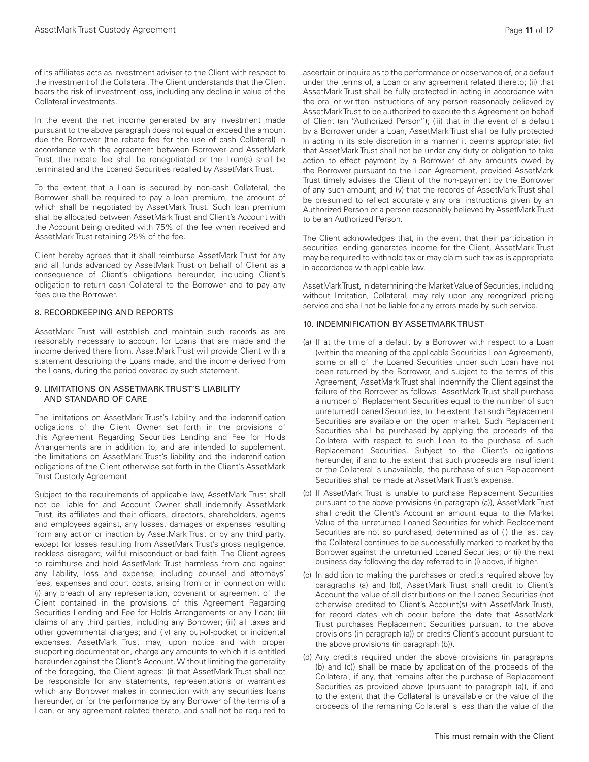of its affiliates acts as investment adviser to the Client with respect to the investment of the Collateral. The Client understands that the Client bears the risk of investment loss, including any decline in value of the Collateral investments.

In the event the net income generated by any investment made pursuant to the above paragraph does not equal or exceed the amount due the Borrower (the rebate fee for the use of cash Collateral) in accordance with the agreement between Borrower and AssetMark Trust, the rebate fee shall be renegotiated or the Loan(s) shall be terminated and the Loaned Securities recalled by AssetMark Trust.

To the extent that a Loan is secured by non-cash Collateral, the Borrower shall be required to pay a loan premium, the amount of which shall be negotiated by AssetMark Trust. Such loan premium shall be allocated between AssetMark Trust and Client's Account with the Account being credited with 75% of the fee when received and AssetMark Trust retaining 25% of the fee.

Client hereby agrees that it shall reimburse AssetMark Trust for any and all funds advanced by AssetMark Trust on behalf of Client as a consequence of Client's obligations hereunder, including Client's obligation to return cash Collateral to the Borrower and to pay any fees due the Borrower.

## 8. RECORDKEEPING AND REPORTS

AssetMark Trust will establish and maintain such records as are reasonably necessary to account for Loans that are made and the income derived there from. AssetMark Trust will provide Client with a statement describing the Loans made, and the income derived from the Loans, during the period covered by such statement.

## 9. LIMITATIONS ON ASSETMARK TRUST'S LIABILITY AND STANDARD OF CARE

The limitations on AssetMark Trust's liability and the indemnification obligations of the Client Owner set forth in the provisions of this Agreement Regarding Securities Lending and Fee for Holds Arrangements are in addition to, and are intended to supplement, the limitations on AssetMark Trust's liability and the indemnification obligations of the Client otherwise set forth in the Client's AssetMark Trust Custody Agreement.

Subject to the requirements of applicable law, AssetMark Trust shall not be liable for and Account Owner shall indemnify AssetMark Trust, its affiliates and their officers, directors, shareholders, agents and employees against, any losses, damages or expenses resulting from any action or inaction by AssetMark Trust or by any third party, except for losses resulting from AssetMark Trust's gross negligence, reckless disregard, willful misconduct or bad faith. The Client agrees to reimburse and hold AssetMark Trust harmless from and against any liability, loss and expense, including counsel and attorneys' fees, expenses and court costs, arising from or in connection with: (i) any breach of any representation, covenant or agreement of the Client contained in the provisions of this Agreement Regarding Securities Lending and Fee for Holds Arrangements or any Loan; (ii) claims of any third parties, including any Borrower; (iii) all taxes and other governmental charges; and (iv) any out-of-pocket or incidental expenses. AssetMark Trust may, upon notice and with proper supporting documentation, charge any amounts to which it is entitled hereunder against the Client's Account. Without limiting the generality of the foregoing, the Client agrees: (i) that AssetMark Trust shall not be responsible for any statements, representations or warranties which any Borrower makes in connection with any securities loans hereunder, or for the performance by any Borrower of the terms of a Loan, or any agreement related thereto, and shall not be required to ascertain or inquire as to the performance or observance of, or a default under the terms of, a Loan or any agreement related thereto; (ii) that AssetMark Trust shall be fully protected in acting in accordance with the oral or written instructions of any person reasonably believed by AssetMark Trust to be authorized to execute this Agreement on behalf of Client (an "Authorized Person"); (iii) that in the event of a default by a Borrower under a Loan, AssetMark Trust shall be fully protected in acting in its sole discretion in a manner it deems appropriate; (iv) that AssetMark Trust shall not be under any duty or obligation to take action to effect payment by a Borrower of any amounts owed by the Borrower pursuant to the Loan Agreement, provided AssetMark Trust timely advises the Client of the non-payment by the Borrower of any such amount; and (v) that the records of AssetMark Trust shall be presumed to reflect accurately any oral instructions given by an Authorized Person or a person reasonably believed by AssetMark Trust to be an Authorized Person.

The Client acknowledges that, in the event that their participation in securities lending generates income for the Client, AssetMark Trust may be required to withhold tax or may claim such tax as is appropriate in accordance with applicable law.

AssetMark Trust, in determining the Market Value of Securities, including without limitation, Collateral, may rely upon any recognized pricing service and shall not be liable for any errors made by such service.

## 10. INDEMNIFICATION BY ASSETMARK TRUST

(a) If at the time of a default by a Borrower with respect to a Loan (within the meaning of the applicable Securities Loan Agreement), some or all of the Loaned Securities under such Loan have not been returned by the Borrower, and subject to the terms of this Agreement, AssetMark Trust shall indemnify the Client against the failure of the Borrower as follows. AssetMark Trust shall purchase a number of Replacement Securities equal to the number of such unreturned Loaned Securities, to the extent that such Replacement Securities are available on the open market. Such Replacement Securities shall be purchased by applying the proceeds of the Collateral with respect to such Loan to the purchase of such Replacement Securities. Subject to the Client's obligations hereunder, if and to the extent that such proceeds are insufficient or the Collateral is unavailable, the purchase of such Replacement Securities shall be made at AssetMark Trust's expense.

(b) If AssetMark Trust is unable to purchase Replacement Securities pursuant to the above provisions (in paragraph (a)), AssetMark Trust shall credit the Client's Account an amount equal to the Market Value of the unreturned Loaned Securities for which Replacement Securities are not so purchased, determined as of (i) the last day the Collateral continues to be successfully marked to market by the Borrower against the unreturned Loaned Securities; or (ii) the next business day following the day referred to in (i) above, if higher.

(c) In addition to making the purchases or credits required above (by paragraphs (a) and (b)), AssetMark Trust shall credit to Client's Account the value of all distributions on the Loaned Securities (not otherwise credited to Client's Account(s) with AssetMark Trust), for record dates which occur before the date that AssetMark Trust purchases Replacement Securities pursuant to the above provisions (in paragraph (a)) or credits Client's account pursuant to the above provisions (in paragraph (b)).

(d) Any credits required under the above provisions (in paragraphs (b) and (c)) shall be made by application of the proceeds of the Collateral, if any, that remains after the purchase of Replacement Securities as provided above (pursuant to paragraph (a)), if and to the extent that the Collateral is unavailable or the value of the proceeds of the remaining Collateral is less than the value of the

This must remain with the Client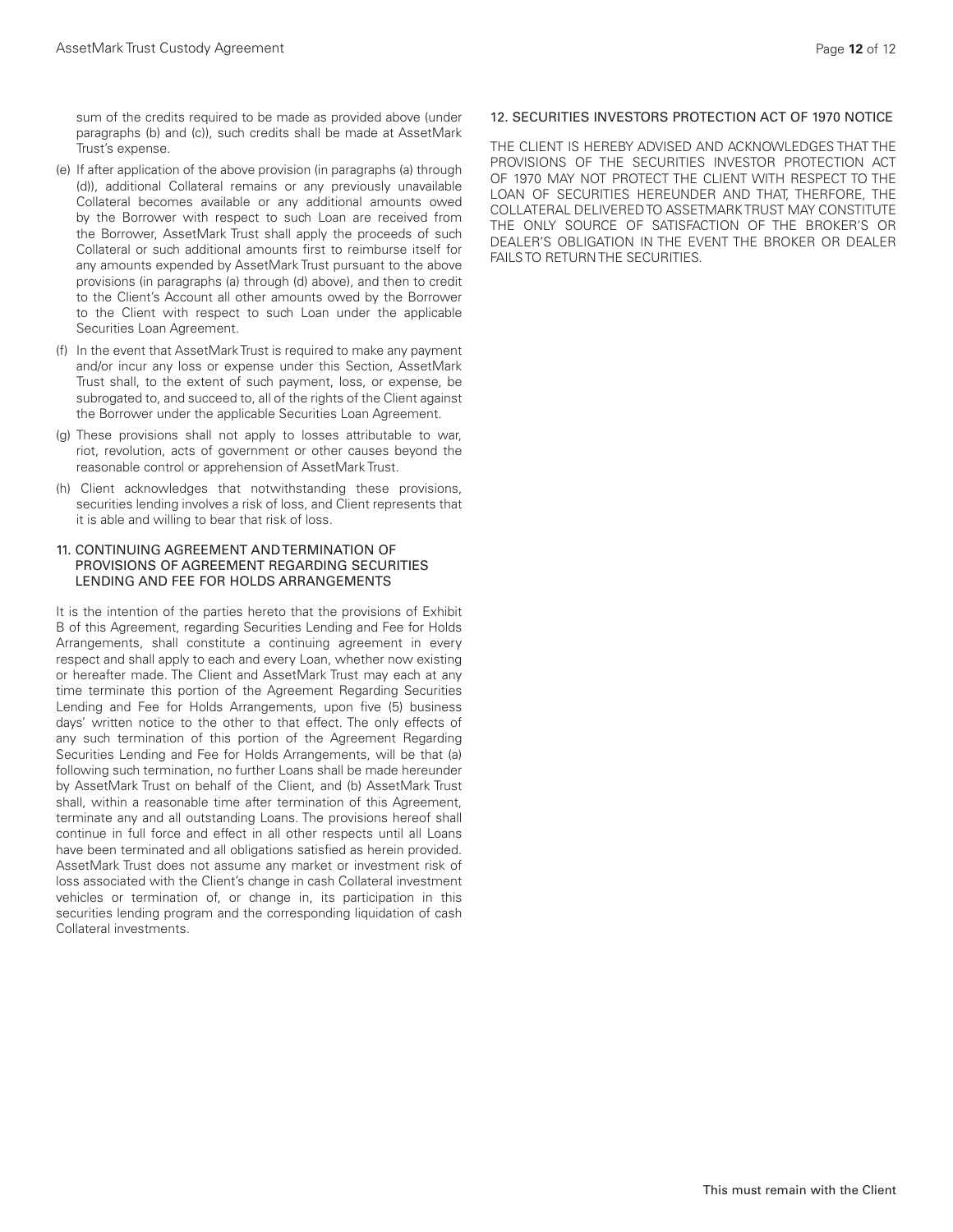sum of the credits required to be made as provided above (under paragraphs (b) and (c)), such credits shall be made at AssetMark Trust's expense.

(e) If after application of the above provision (in paragraphs (a) through (d)), additional Collateral remains or any previously unavailable Collateral becomes available or any additional amounts owed by the Borrower with respect to such Loan are received from the Borrower, AssetMark Trust shall apply the proceeds of such Collateral or such additional amounts first to reimburse itself for any amounts expended by AssetMark Trust pursuant to the above provisions (in paragraphs (a) through (d) above), and then to credit to the Client's Account all other amounts owed by the Borrower to the Client with respect to such Loan under the applicable Securities Loan Agreement.

(f) In the event that AssetMark Trust is required to make any payment and/or incur any loss or expense under this Section, AssetMark Trust shall, to the extent of such payment, loss, or expense, be subrogated to, and succeed to, all of the rights of the Client against the Borrower under the applicable Securities Loan Agreement.

(g) These provisions shall not apply to losses attributable to war, riot, revolution, acts of government or other causes beyond the reasonable control or apprehension of AssetMark Trust.

(h) Client acknowledges that notwithstanding these provisions, securities lending involves a risk of loss, and Client represents that it is able and willing to bear that risk of loss.

## 11. CONTINUING AGREEMENT AND TERMINATION OF PROVISIONS OF AGREEMENT REGARDING SECURITIES LENDING AND FEE FOR HOLDS ARRANGEMENTS

It is the intention of the parties hereto that the provisions of Exhibit B of this Agreement, regarding Securities Lending and Fee for Holds Arrangements, shall constitute a continuing agreement in every respect and shall apply to each and every Loan, whether now existing or hereafter made. The Client and AssetMark Trust may each at any time terminate this portion of the Agreement Regarding Securities Lending and Fee for Holds Arrangements, upon five (5) business days' written notice to the other to that effect. The only effects of any such termination of this portion of the Agreement Regarding Securities Lending and Fee for Holds Arrangements, will be that (a) following such termination, no further Loans shall be made hereunder by AssetMark Trust on behalf of the Client, and (b) AssetMark Trust shall, within a reasonable time after termination of this Agreement, terminate any and all outstanding Loans. The provisions hereof shall continue in full force and effect in all other respects until all Loans have been terminated and all obligations satisfied as herein provided. AssetMark Trust does not assume any market or investment risk of loss associated with the Client's change in cash Collateral investment vehicles or termination of, or change in, its participation in this securities lending program and the corresponding liquidation of cash Collateral investments.

## 12. SECURITIES INVESTORS PROTECTION ACT OF 1970 NOTICE

THE CLIENT IS HEREBY ADVISED AND ACKNOWLEDGES THAT THE PROVISIONS OF THE SECURITIES INVESTOR PROTECTION ACT OF 1970 MAY NOT PROTECT THE CLIENT WITH RESPECT TO THE LOAN OF SECURITIES HEREUNDER AND THAT, THERFORE, THE COLLATERAL DELIVERED TO ASSETMARK TRUST MAY CONSTITUTE THE ONLY SOURCE OF SATISFACTION OF THE BROKER'S OR DEALER'S OBLIGATION IN THE EVENT THE BROKER OR DEALER FAILS TO RETURN THE SECURITIES.

This must remain with the Client